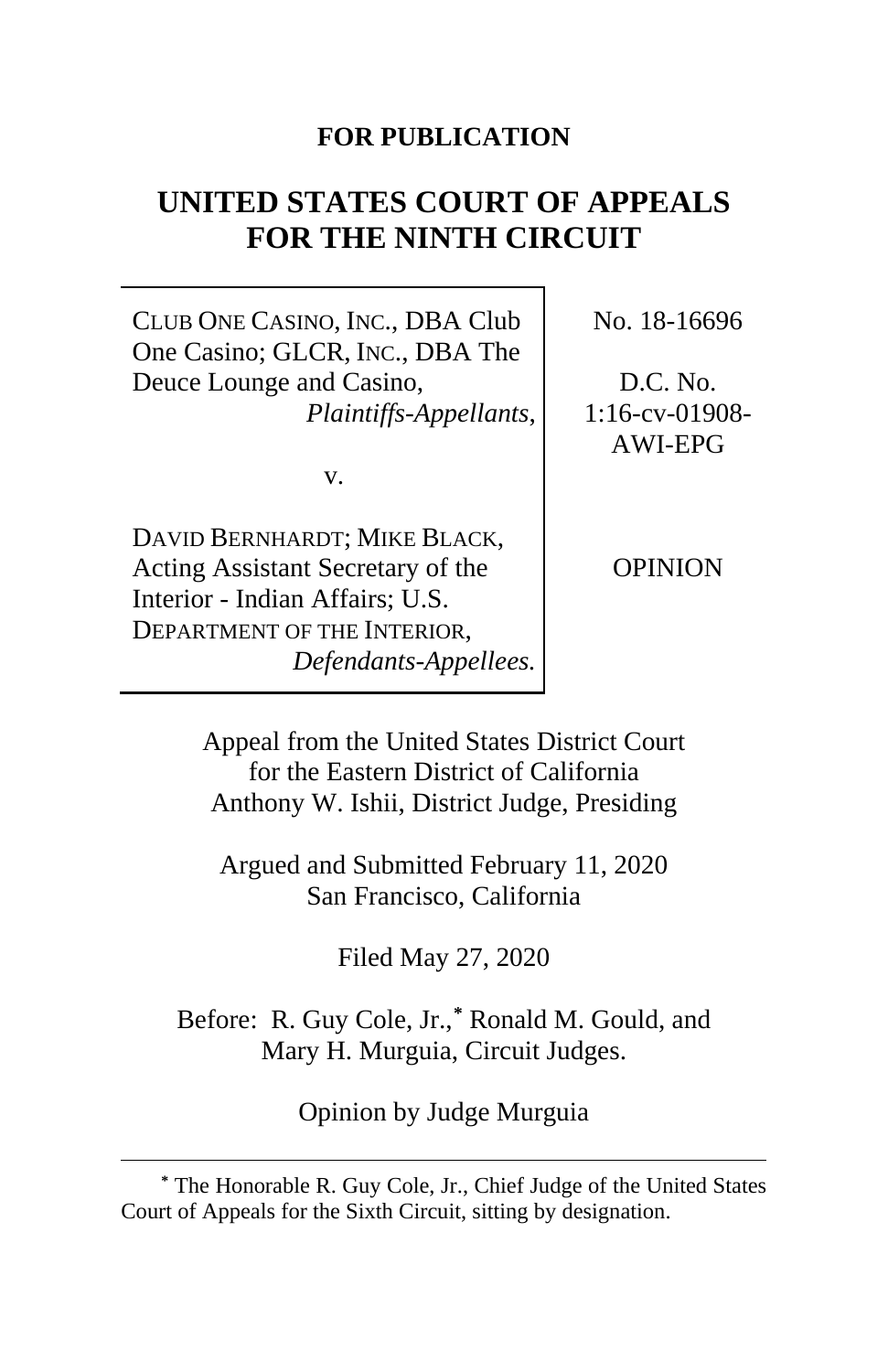**FOR PUBLICATION**

# UNITED STATES COURT OF APPEALS FOR THE NINTH CIRCUIT

| | |
|---|---|
| CLUB ONE CASINO, INC., DBA Club One Casino; GLCR, INC., DBA The Deuce Lounge and Casino, *Plaintiffs-Appellants*, v. DAVID BERNHARDT; MIKE BLACK, Acting Assistant Secretary of the Interior - Indian Affairs; U.S. DEPARTMENT OF THE INTERIOR, *Defendants-Appellees.* | No. 18-16696 D.C. No. 1:16-cv-01908-AWI-EPG OPINION |

Appeal from the United States District Court for the Eastern District of California
Anthony W. Ishii, District Judge, Presiding

Argued and Submitted February 11, 2020
San Francisco, California

Filed May 27, 2020

Before: R. Guy Cole, Jr.,* Ronald M. Gould, and Mary H. Murguia, Circuit Judges.

Opinion by Judge Murguia

---

\* The Honorable R. Guy Cole, Jr., Chief Judge of the United States Court of Appeals for the Sixth Circuit, sitting by designation.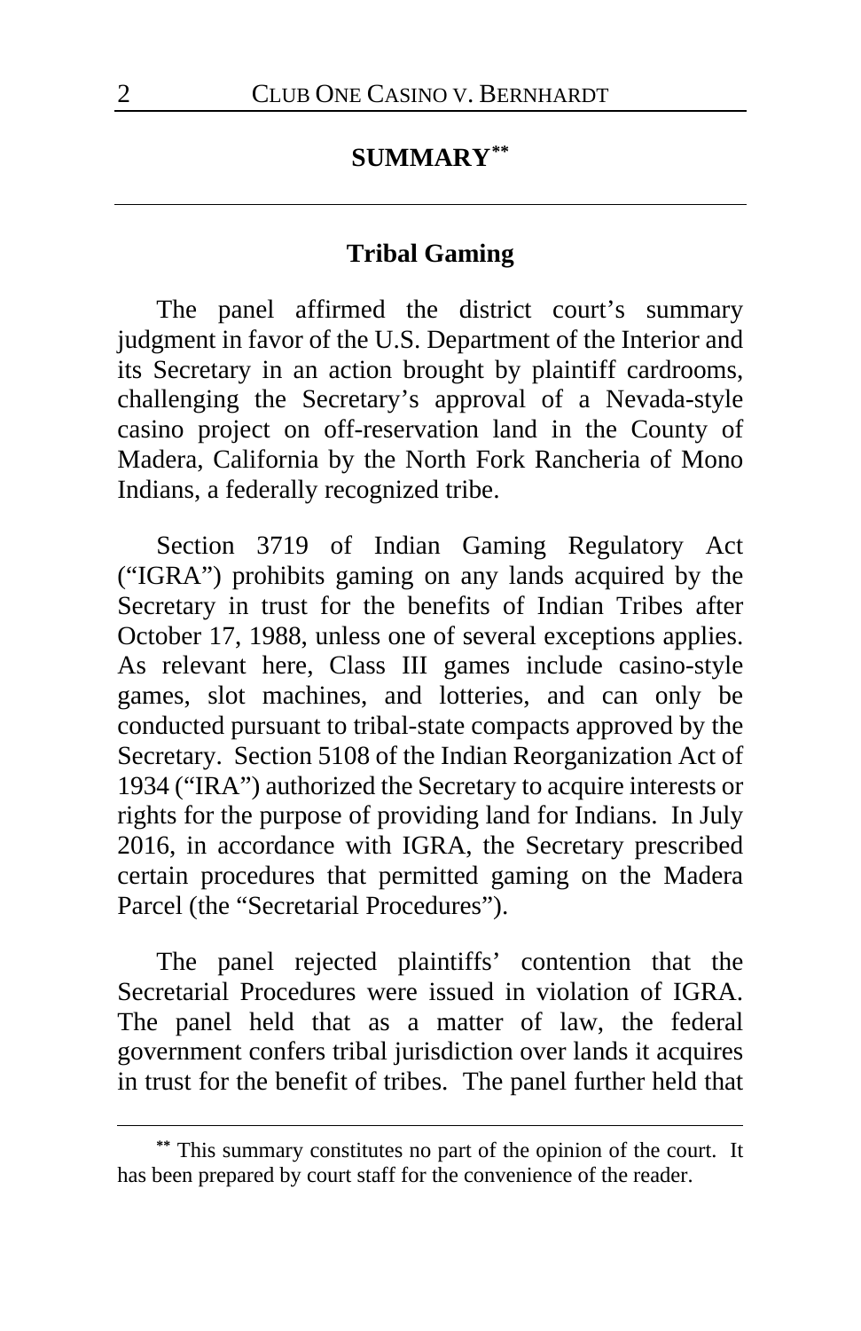## SUMMARY[**]

### Tribal Gaming

The panel affirmed the district court's summary judgment in favor of the U.S. Department of the Interior and its Secretary in an action brought by plaintiff cardrooms, challenging the Secretary's approval of a Nevada-style casino project on off-reservation land in the County of Madera, California by the North Fork Rancheria of Mono Indians, a federally recognized tribe.

Section 3719 of Indian Gaming Regulatory Act ("IGRA") prohibits gaming on any lands acquired by the Secretary in trust for the benefits of Indian Tribes after October 17, 1988, unless one of several exceptions applies. As relevant here, Class III games include casino-style games, slot machines, and lotteries, and can only be conducted pursuant to tribal-state compacts approved by the Secretary. Section 5108 of the Indian Reorganization Act of 1934 ("IRA") authorized the Secretary to acquire interests or rights for the purpose of providing land for Indians. In July 2016, in accordance with IGRA, the Secretary prescribed certain procedures that permitted gaming on the Madera Parcel (the "Secretarial Procedures").

The panel rejected plaintiffs' contention that the Secretarial Procedures were issued in violation of IGRA. The panel held that as a matter of law, the federal government confers tribal jurisdiction over lands it acquires in trust for the benefit of tribes. The panel further held that

---

[**] This summary constitutes no part of the opinion of the court. It has been prepared by court staff for the convenience of the reader.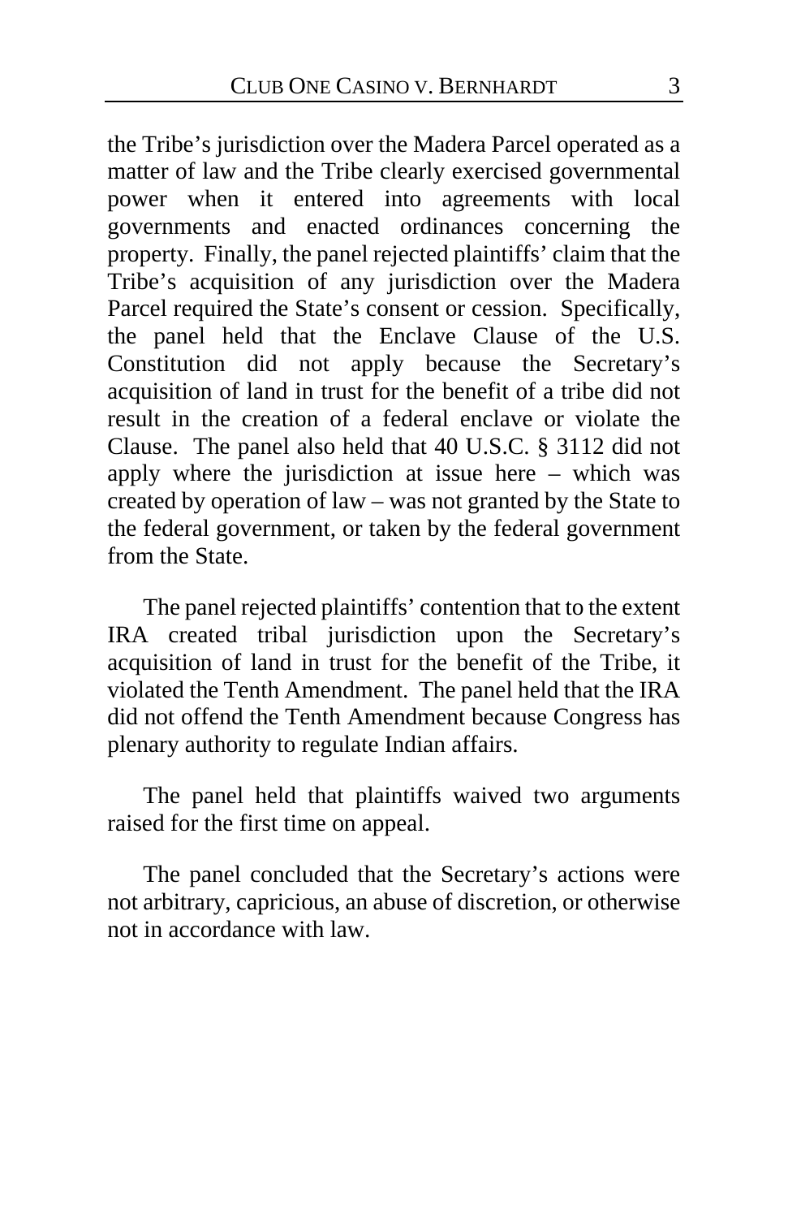the Tribe's jurisdiction over the Madera Parcel operated as a matter of law and the Tribe clearly exercised governmental power when it entered into agreements with local governments and enacted ordinances concerning the property. Finally, the panel rejected plaintiffs' claim that the Tribe's acquisition of any jurisdiction over the Madera Parcel required the State's consent or cession. Specifically, the panel held that the Enclave Clause of the U.S. Constitution did not apply because the Secretary's acquisition of land in trust for the benefit of a tribe did not result in the creation of a federal enclave or violate the Clause. The panel also held that 40 U.S.C. § 3112 did not apply where the jurisdiction at issue here – which was created by operation of law – was not granted by the State to the federal government, or taken by the federal government from the State.

The panel rejected plaintiffs' contention that to the extent IRA created tribal jurisdiction upon the Secretary's acquisition of land in trust for the benefit of the Tribe, it violated the Tenth Amendment. The panel held that the IRA did not offend the Tenth Amendment because Congress has plenary authority to regulate Indian affairs.

The panel held that plaintiffs waived two arguments raised for the first time on appeal.

The panel concluded that the Secretary's actions were not arbitrary, capricious, an abuse of discretion, or otherwise not in accordance with law.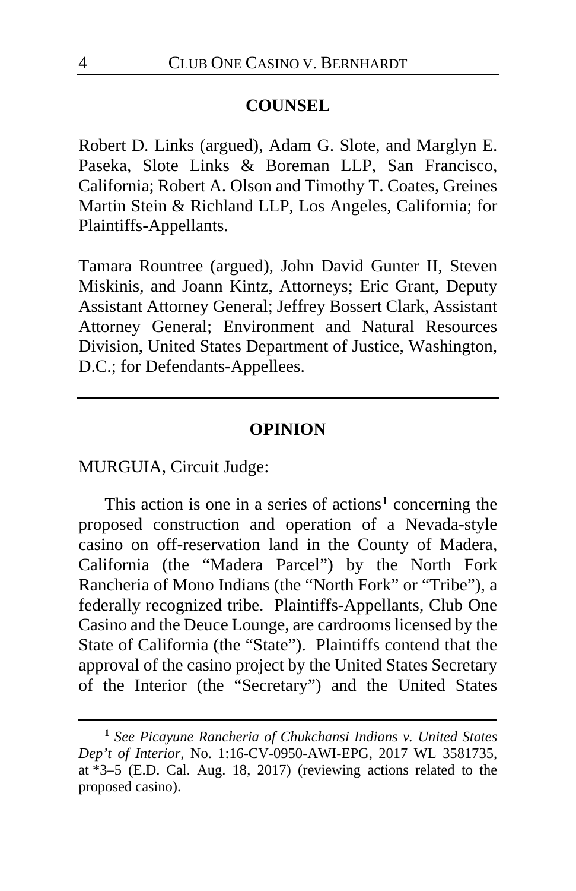## COUNSEL

Robert D. Links (argued), Adam G. Slote, and Marglyn E. Paseka, Slote Links & Boreman LLP, San Francisco, California; Robert A. Olson and Timothy T. Coates, Greines Martin Stein & Richland LLP, Los Angeles, California; for Plaintiffs-Appellants.

Tamara Rountree (argued), John David Gunter II, Steven Miskinis, and Joann Kintz, Attorneys; Eric Grant, Deputy Assistant Attorney General; Jeffrey Bossert Clark, Assistant Attorney General; Environment and Natural Resources Division, United States Department of Justice, Washington, D.C.; for Defendants-Appellees.

---

## OPINION

MURGUIA, Circuit Judge:

This action is one in a series of actions[1] concerning the proposed construction and operation of a Nevada-style casino on off-reservation land in the County of Madera, California (the "Madera Parcel") by the North Fork Rancheria of Mono Indians (the "North Fork" or "Tribe"), a federally recognized tribe. Plaintiffs-Appellants, Club One Casino and the Deuce Lounge, are cardrooms licensed by the State of California (the "State"). Plaintiffs contend that the approval of the casino project by the United States Secretary of the Interior (the "Secretary") and the United States

---

[1] *See Picayune Rancheria of Chukchansi Indians v. United States Dep't of Interior*, No. 1:16-CV-0950-AWI-EPG, 2017 WL 3581735, at *3–5 (E.D. Cal. Aug. 18, 2017) (reviewing actions related to the proposed casino).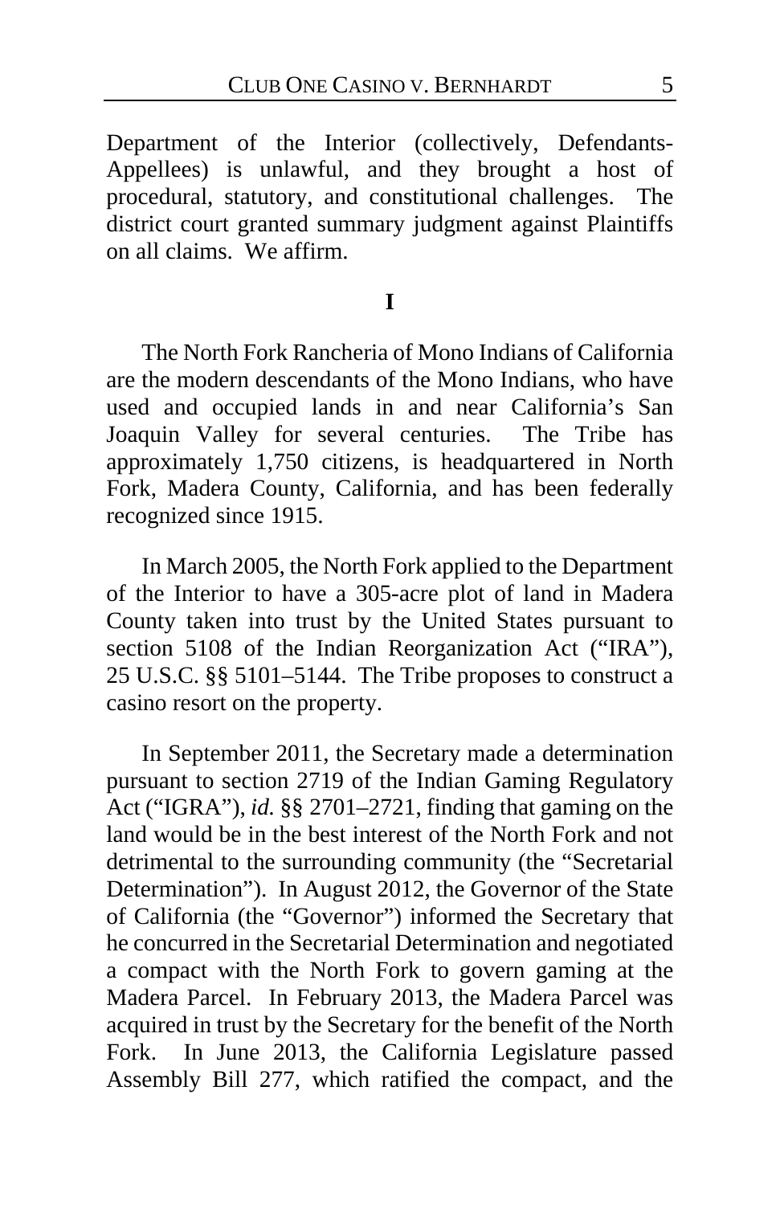Department of the Interior (collectively, Defendants-Appellees) is unlawful, and they brought a host of procedural, statutory, and constitutional challenges. The district court granted summary judgment against Plaintiffs on all claims. We affirm.

## I

The North Fork Rancheria of Mono Indians of California are the modern descendants of the Mono Indians, who have used and occupied lands in and near California's San Joaquin Valley for several centuries. The Tribe has approximately 1,750 citizens, is headquartered in North Fork, Madera County, California, and has been federally recognized since 1915.

In March 2005, the North Fork applied to the Department of the Interior to have a 305-acre plot of land in Madera County taken into trust by the United States pursuant to section 5108 of the Indian Reorganization Act ("IRA"), 25 U.S.C. §§ 5101–5144. The Tribe proposes to construct a casino resort on the property.

In September 2011, the Secretary made a determination pursuant to section 2719 of the Indian Gaming Regulatory Act ("IGRA"), *id.* §§ 2701–2721, finding that gaming on the land would be in the best interest of the North Fork and not detrimental to the surrounding community (the "Secretarial Determination"). In August 2012, the Governor of the State of California (the "Governor") informed the Secretary that he concurred in the Secretarial Determination and negotiated a compact with the North Fork to govern gaming at the Madera Parcel. In February 2013, the Madera Parcel was acquired in trust by the Secretary for the benefit of the North Fork. In June 2013, the California Legislature passed Assembly Bill 277, which ratified the compact, and the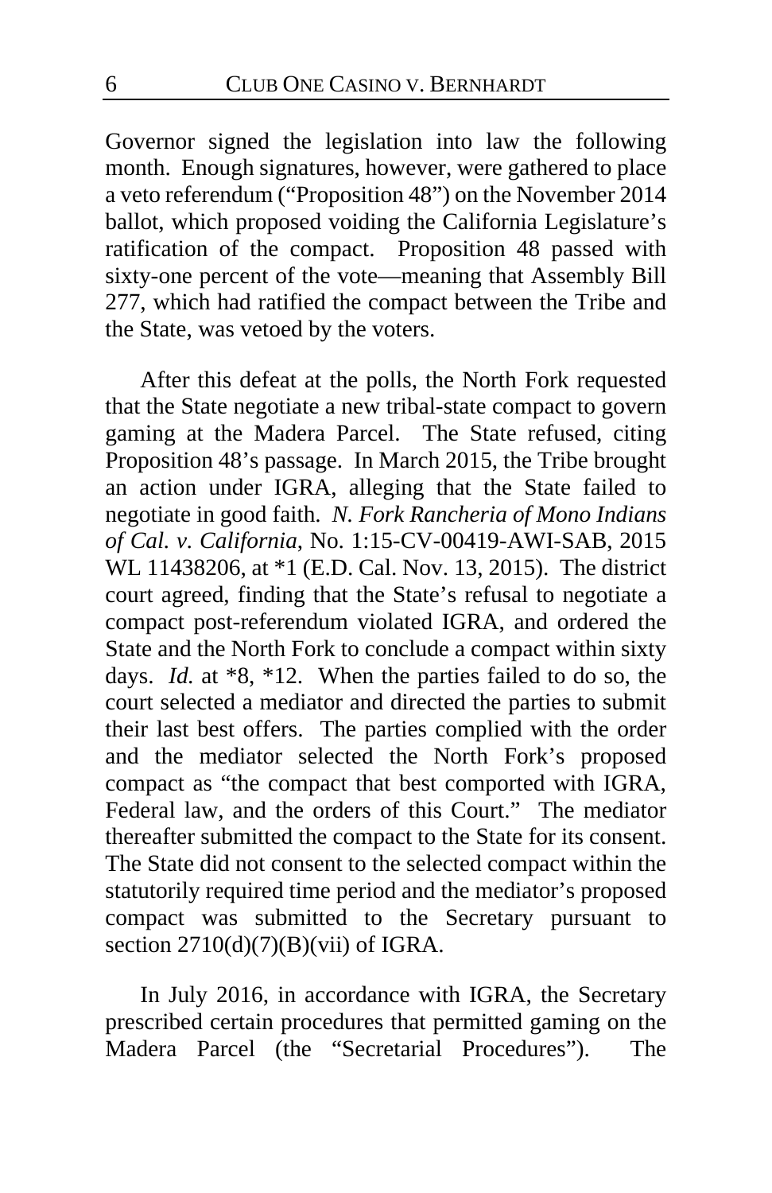Governor signed the legislation into law the following month. Enough signatures, however, were gathered to place a veto referendum ("Proposition 48") on the November 2014 ballot, which proposed voiding the California Legislature's ratification of the compact. Proposition 48 passed with sixty-one percent of the vote—meaning that Assembly Bill 277, which had ratified the compact between the Tribe and the State, was vetoed by the voters.

After this defeat at the polls, the North Fork requested that the State negotiate a new tribal-state compact to govern gaming at the Madera Parcel. The State refused, citing Proposition 48's passage. In March 2015, the Tribe brought an action under IGRA, alleging that the State failed to negotiate in good faith. *N. Fork Rancheria of Mono Indians of Cal. v. California*, No. 1:15-CV-00419-AWI-SAB, 2015 WL 11438206, at *1 (E.D. Cal. Nov. 13, 2015). The district court agreed, finding that the State's refusal to negotiate a compact post-referendum violated IGRA, and ordered the State and the North Fork to conclude a compact within sixty days. *Id.* at *8, *12. When the parties failed to do so, the court selected a mediator and directed the parties to submit their last best offers. The parties complied with the order and the mediator selected the North Fork's proposed compact as "the compact that best comported with IGRA, Federal law, and the orders of this Court." The mediator thereafter submitted the compact to the State for its consent. The State did not consent to the selected compact within the statutorily required time period and the mediator's proposed compact was submitted to the Secretary pursuant to section 2710(d)(7)(B)(vii) of IGRA.

In July 2016, in accordance with IGRA, the Secretary prescribed certain procedures that permitted gaming on the Madera Parcel (the "Secretarial Procedures"). The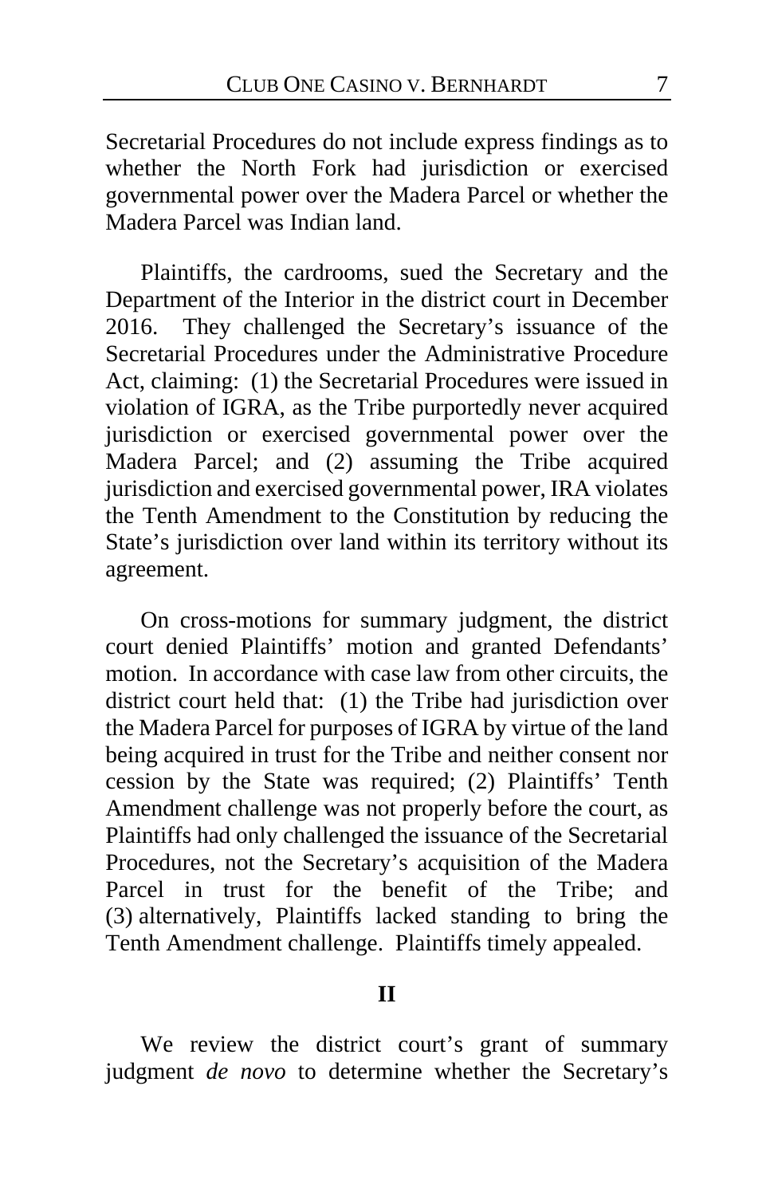Secretarial Procedures do not include express findings as to whether the North Fork had jurisdiction or exercised governmental power over the Madera Parcel or whether the Madera Parcel was Indian land.

Plaintiffs, the cardrooms, sued the Secretary and the Department of the Interior in the district court in December 2016. They challenged the Secretary's issuance of the Secretarial Procedures under the Administrative Procedure Act, claiming: (1) the Secretarial Procedures were issued in violation of IGRA, as the Tribe purportedly never acquired jurisdiction or exercised governmental power over the Madera Parcel; and (2) assuming the Tribe acquired jurisdiction and exercised governmental power, IRA violates the Tenth Amendment to the Constitution by reducing the State's jurisdiction over land within its territory without its agreement.

On cross-motions for summary judgment, the district court denied Plaintiffs' motion and granted Defendants' motion. In accordance with case law from other circuits, the district court held that: (1) the Tribe had jurisdiction over the Madera Parcel for purposes of IGRA by virtue of the land being acquired in trust for the Tribe and neither consent nor cession by the State was required; (2) Plaintiffs' Tenth Amendment challenge was not properly before the court, as Plaintiffs had only challenged the issuance of the Secretarial Procedures, not the Secretary's acquisition of the Madera Parcel in trust for the benefit of the Tribe; and (3) alternatively, Plaintiffs lacked standing to bring the Tenth Amendment challenge. Plaintiffs timely appealed.

## II

We review the district court's grant of summary judgment *de novo* to determine whether the Secretary's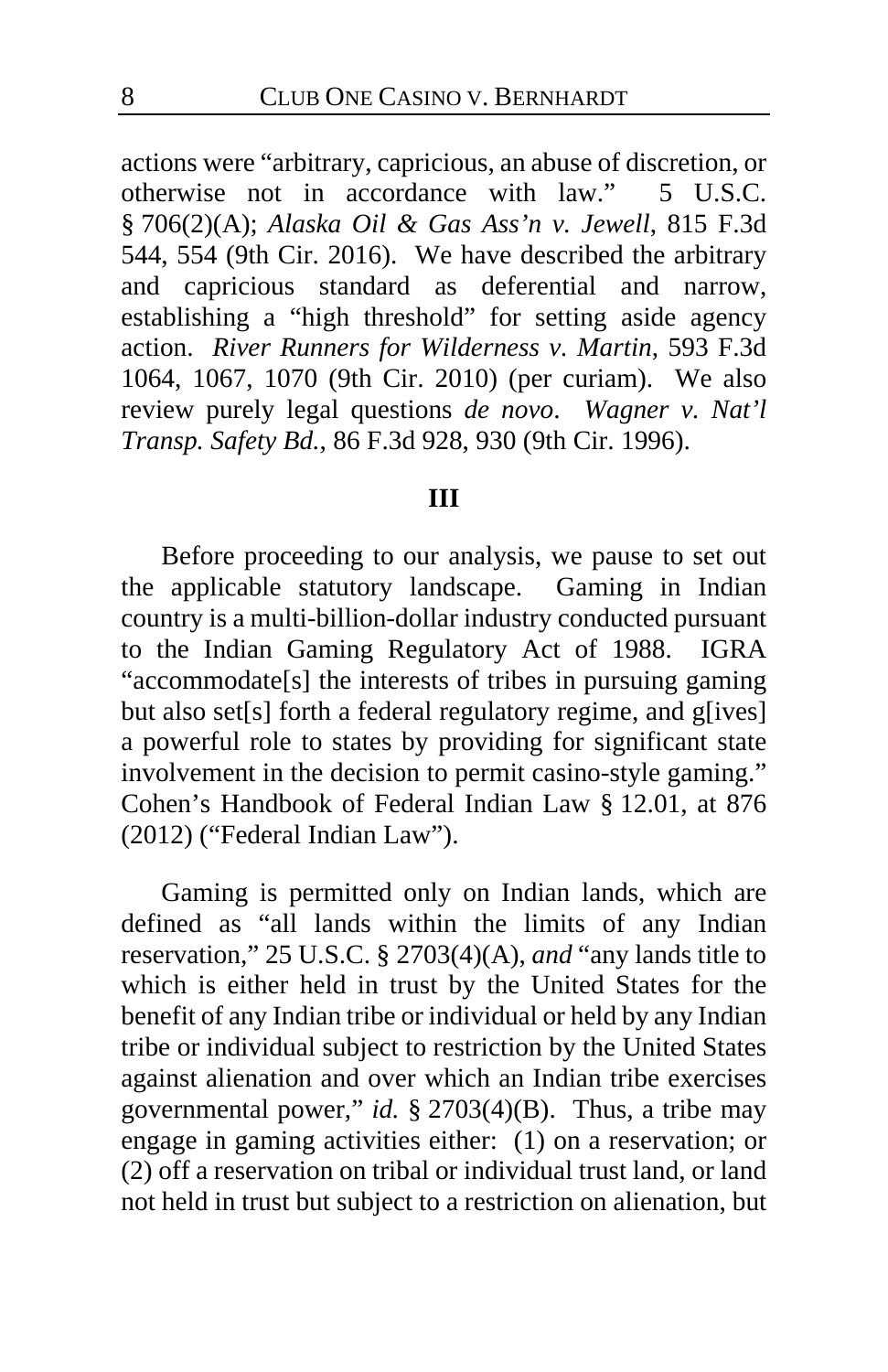actions were "arbitrary, capricious, an abuse of discretion, or otherwise not in accordance with law." 5 U.S.C. § 706(2)(A); *Alaska Oil & Gas Ass'n v. Jewell*, 815 F.3d 544, 554 (9th Cir. 2016). We have described the arbitrary and capricious standard as deferential and narrow, establishing a "high threshold" for setting aside agency action. *River Runners for Wilderness v. Martin*, 593 F.3d 1064, 1067, 1070 (9th Cir. 2010) (per curiam). We also review purely legal questions *de novo*. *Wagner v. Nat'l Transp. Safety Bd.*, 86 F.3d 928, 930 (9th Cir. 1996).

## III

Before proceeding to our analysis, we pause to set out the applicable statutory landscape. Gaming in Indian country is a multi-billion-dollar industry conducted pursuant to the Indian Gaming Regulatory Act of 1988. IGRA "accommodate[s] the interests of tribes in pursuing gaming but also set[s] forth a federal regulatory regime, and g[ives] a powerful role to states by providing for significant state involvement in the decision to permit casino-style gaming." Cohen's Handbook of Federal Indian Law § 12.01, at 876 (2012) ("Federal Indian Law").

Gaming is permitted only on Indian lands, which are defined as "all lands within the limits of any Indian reservation," 25 U.S.C. § 2703(4)(A), *and* "any lands title to which is either held in trust by the United States for the benefit of any Indian tribe or individual or held by any Indian tribe or individual subject to restriction by the United States against alienation and over which an Indian tribe exercises governmental power," *id.* § 2703(4)(B). Thus, a tribe may engage in gaming activities either: (1) on a reservation; or (2) off a reservation on tribal or individual trust land, or land not held in trust but subject to a restriction on alienation, but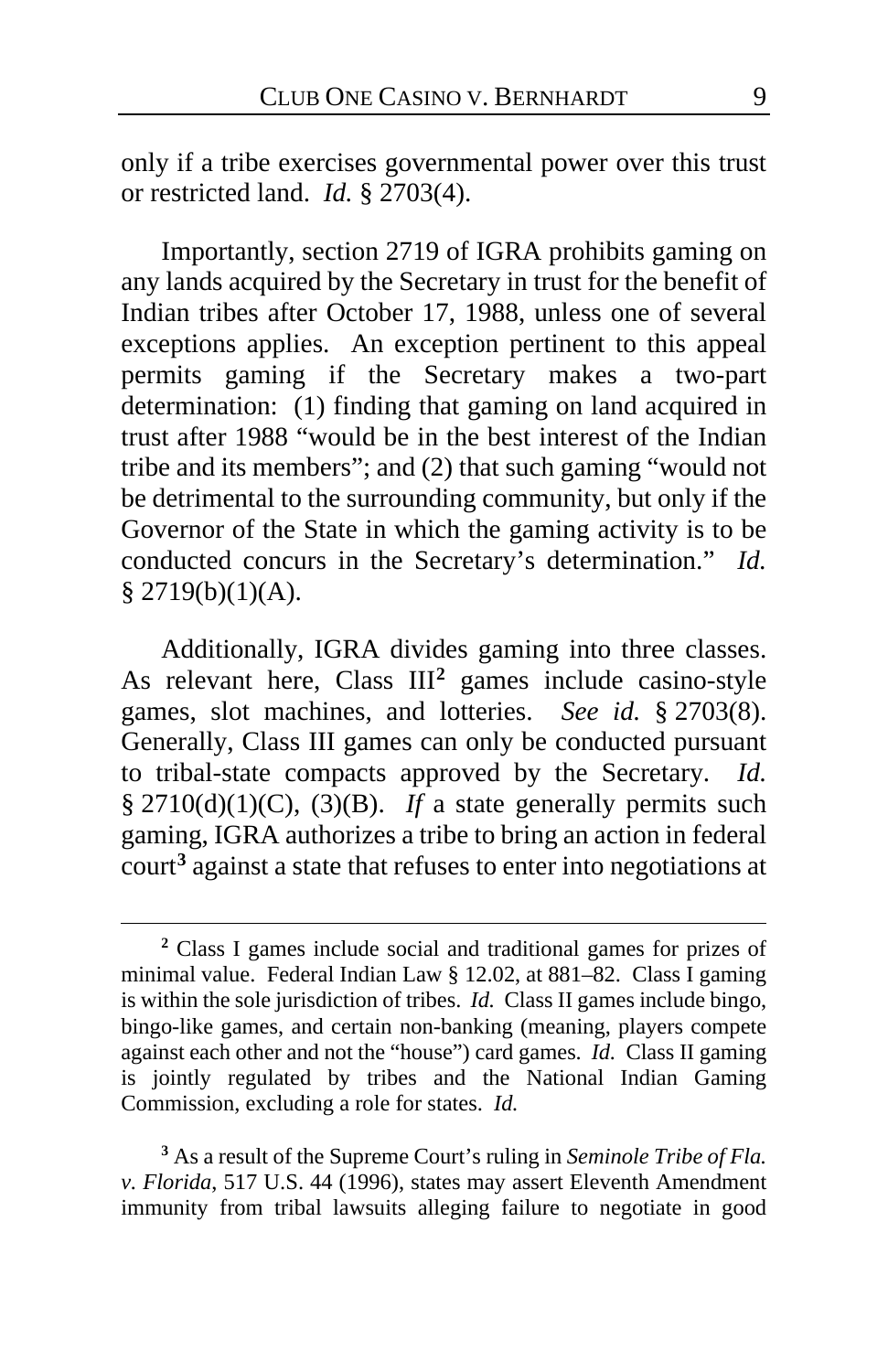only if a tribe exercises governmental power over this trust or restricted land. *Id.* § 2703(4).

Importantly, section 2719 of IGRA prohibits gaming on any lands acquired by the Secretary in trust for the benefit of Indian tribes after October 17, 1988, unless one of several exceptions applies. An exception pertinent to this appeal permits gaming if the Secretary makes a two-part determination: (1) finding that gaming on land acquired in trust after 1988 "would be in the best interest of the Indian tribe and its members"; and (2) that such gaming "would not be detrimental to the surrounding community, but only if the Governor of the State in which the gaming activity is to be conducted concurs in the Secretary's determination." *Id.* § 2719(b)(1)(A).

Additionally, IGRA divides gaming into three classes. As relevant here, Class III[2] games include casino-style games, slot machines, and lotteries. *See id.* § 2703(8). Generally, Class III games can only be conducted pursuant to tribal-state compacts approved by the Secretary. *Id.* § 2710(d)(1)(C), (3)(B). *If* a state generally permits such gaming, IGRA authorizes a tribe to bring an action in federal court[3] against a state that refuses to enter into negotiations at

---

[2] Class I games include social and traditional games for prizes of minimal value. Federal Indian Law § 12.02, at 881–82. Class I gaming is within the sole jurisdiction of tribes. *Id.* Class II games include bingo, bingo-like games, and certain non-banking (meaning, players compete against each other and not the "house") card games. *Id.* Class II gaming is jointly regulated by tribes and the National Indian Gaming Commission, excluding a role for states. *Id.*

[3] As a result of the Supreme Court's ruling in *Seminole Tribe of Fla. v. Florida*, 517 U.S. 44 (1996), states may assert Eleventh Amendment immunity from tribal lawsuits alleging failure to negotiate in good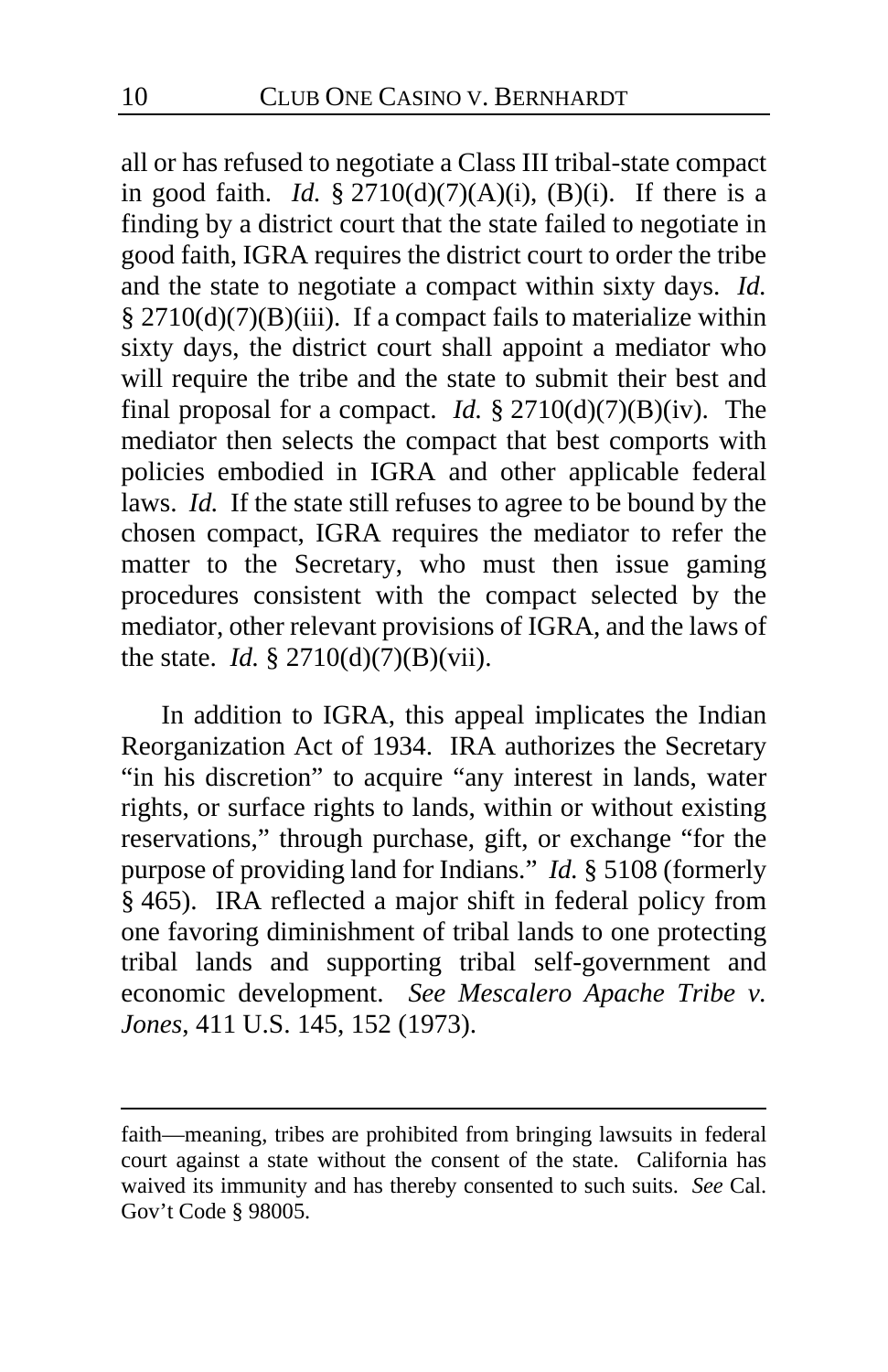all or has refused to negotiate a Class III tribal-state compact in good faith. *Id.* § 2710(d)(7)(A)(i), (B)(i). If there is a finding by a district court that the state failed to negotiate in good faith, IGRA requires the district court to order the tribe and the state to negotiate a compact within sixty days. *Id.* § 2710(d)(7)(B)(iii). If a compact fails to materialize within sixty days, the district court shall appoint a mediator who will require the tribe and the state to submit their best and final proposal for a compact. *Id.* § 2710(d)(7)(B)(iv). The mediator then selects the compact that best comports with policies embodied in IGRA and other applicable federal laws. *Id.* If the state still refuses to agree to be bound by the chosen compact, IGRA requires the mediator to refer the matter to the Secretary, who must then issue gaming procedures consistent with the compact selected by the mediator, other relevant provisions of IGRA, and the laws of the state. *Id.* § 2710(d)(7)(B)(vii).

In addition to IGRA, this appeal implicates the Indian Reorganization Act of 1934. IRA authorizes the Secretary "in his discretion" to acquire "any interest in lands, water rights, or surface rights to lands, within or without existing reservations," through purchase, gift, or exchange "for the purpose of providing land for Indians." *Id.* § 5108 (formerly § 465). IRA reflected a major shift in federal policy from one favoring diminishment of tribal lands to one protecting tribal lands and supporting tribal self-government and economic development. *See Mescalero Apache Tribe v. Jones*, 411 U.S. 145, 152 (1973).

---

faith—meaning, tribes are prohibited from bringing lawsuits in federal court against a state without the consent of the state. California has waived its immunity and has thereby consented to such suits. *See* Cal. Gov't Code § 98005.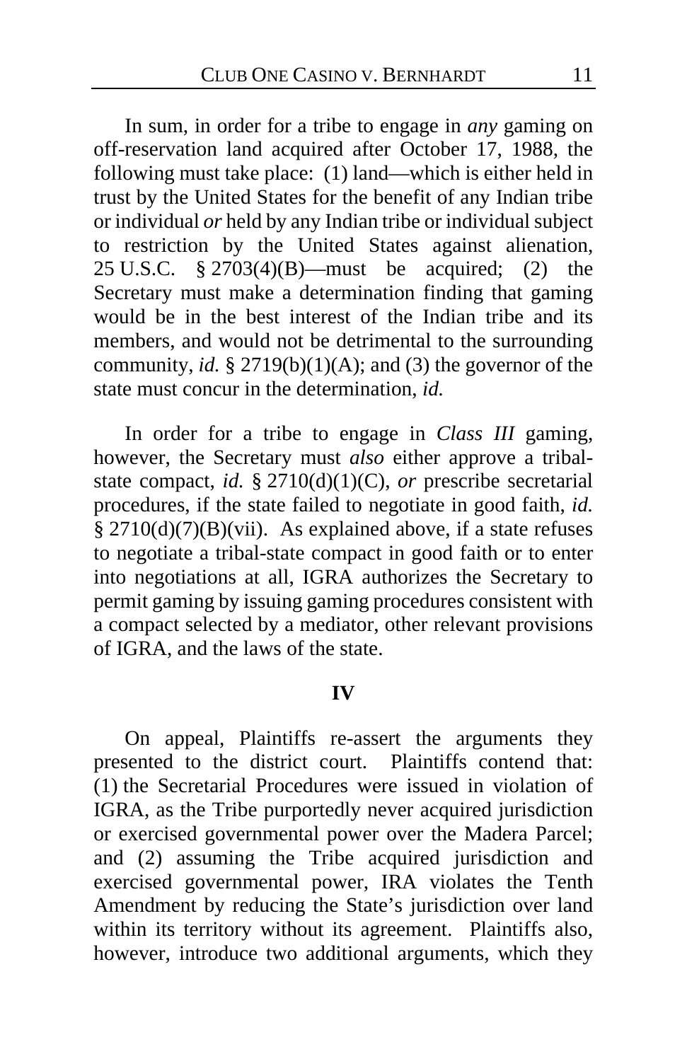In sum, in order for a tribe to engage in *any* gaming on off-reservation land acquired after October 17, 1988, the following must take place: (1) land—which is either held in trust by the United States for the benefit of any Indian tribe or individual *or* held by any Indian tribe or individual subject to restriction by the United States against alienation, 25 U.S.C. § 2703(4)(B)—must be acquired; (2) the Secretary must make a determination finding that gaming would be in the best interest of the Indian tribe and its members, and would not be detrimental to the surrounding community, *id.* § 2719(b)(1)(A); and (3) the governor of the state must concur in the determination, *id.*

In order for a tribe to engage in *Class III* gaming, however, the Secretary must *also* either approve a tribal-state compact, *id.* § 2710(d)(1)(C), *or* prescribe secretarial procedures, if the state failed to negotiate in good faith, *id.* § 2710(d)(7)(B)(vii). As explained above, if a state refuses to negotiate a tribal-state compact in good faith or to enter into negotiations at all, IGRA authorizes the Secretary to permit gaming by issuing gaming procedures consistent with a compact selected by a mediator, other relevant provisions of IGRA, and the laws of the state.

## IV

On appeal, Plaintiffs re-assert the arguments they presented to the district court. Plaintiffs contend that: (1) the Secretarial Procedures were issued in violation of IGRA, as the Tribe purportedly never acquired jurisdiction or exercised governmental power over the Madera Parcel; and (2) assuming the Tribe acquired jurisdiction and exercised governmental power, IRA violates the Tenth Amendment by reducing the State's jurisdiction over land within its territory without its agreement. Plaintiffs also, however, introduce two additional arguments, which they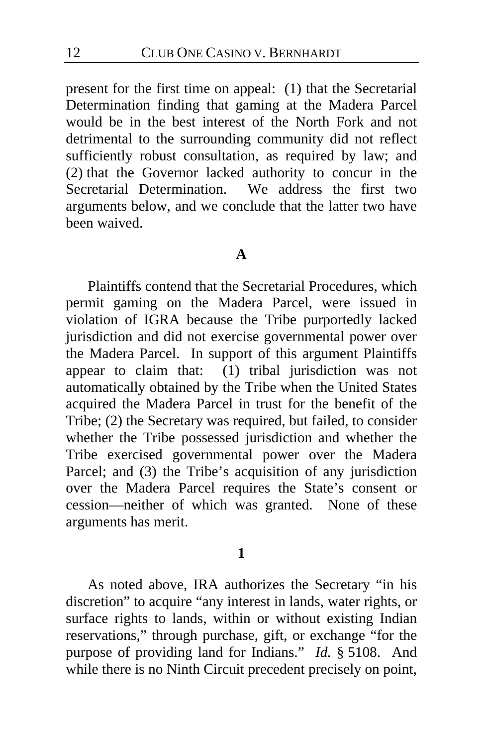present for the first time on appeal: (1) that the Secretarial Determination finding that gaming at the Madera Parcel would be in the best interest of the North Fork and not detrimental to the surrounding community did not reflect sufficiently robust consultation, as required by law; and (2) that the Governor lacked authority to concur in the Secretarial Determination. We address the first two arguments below, and we conclude that the latter two have been waived.

## A

Plaintiffs contend that the Secretarial Procedures, which permit gaming on the Madera Parcel, were issued in violation of IGRA because the Tribe purportedly lacked jurisdiction and did not exercise governmental power over the Madera Parcel. In support of this argument Plaintiffs appear to claim that: (1) tribal jurisdiction was not automatically obtained by the Tribe when the United States acquired the Madera Parcel in trust for the benefit of the Tribe; (2) the Secretary was required, but failed, to consider whether the Tribe possessed jurisdiction and whether the Tribe exercised governmental power over the Madera Parcel; and (3) the Tribe's acquisition of any jurisdiction over the Madera Parcel requires the State's consent or cession—neither of which was granted. None of these arguments has merit.

### 1

As noted above, IRA authorizes the Secretary "in his discretion" to acquire "any interest in lands, water rights, or surface rights to lands, within or without existing Indian reservations," through purchase, gift, or exchange "for the purpose of providing land for Indians." *Id.* § 5108. And while there is no Ninth Circuit precedent precisely on point,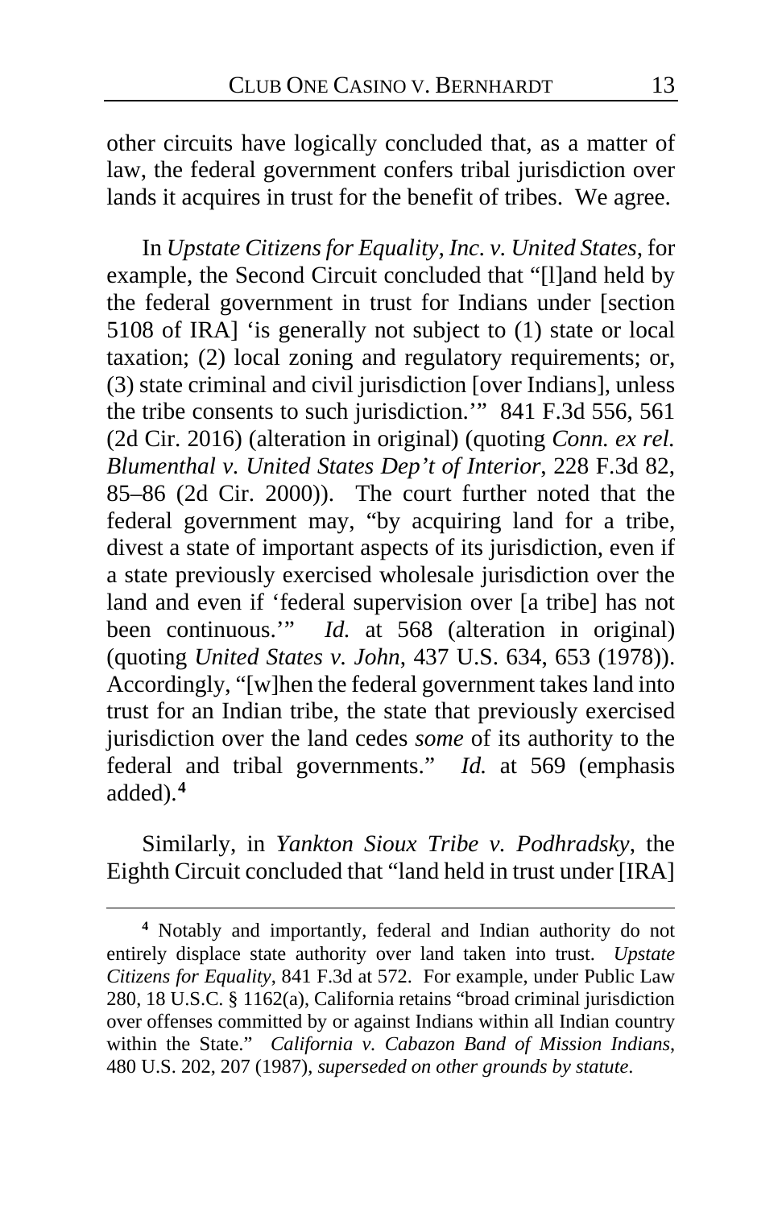other circuits have logically concluded that, as a matter of law, the federal government confers tribal jurisdiction over lands it acquires in trust for the benefit of tribes. We agree.

In *Upstate Citizens for Equality, Inc. v. United States*, for example, the Second Circuit concluded that "[l]and held by the federal government in trust for Indians under [section 5108 of IRA] 'is generally not subject to (1) state or local taxation; (2) local zoning and regulatory requirements; or, (3) state criminal and civil jurisdiction [over Indians], unless the tribe consents to such jurisdiction.'" 841 F.3d 556, 561 (2d Cir. 2016) (alteration in original) (quoting *Conn. ex rel. Blumenthal v. United States Dep't of Interior*, 228 F.3d 82, 85–86 (2d Cir. 2000)). The court further noted that the federal government may, "by acquiring land for a tribe, divest a state of important aspects of its jurisdiction, even if a state previously exercised wholesale jurisdiction over the land and even if 'federal supervision over [a tribe] has not been continuous.'" *Id.* at 568 (alteration in original) (quoting *United States v. John*, 437 U.S. 634, 653 (1978)). Accordingly, "[w]hen the federal government takes land into trust for an Indian tribe, the state that previously exercised jurisdiction over the land cedes *some* of its authority to the federal and tribal governments." *Id.* at 569 (emphasis added).[4]

Similarly, in *Yankton Sioux Tribe v. Podhradsky*, the Eighth Circuit concluded that "land held in trust under [IRA]

[4] Notably and importantly, federal and Indian authority do not entirely displace state authority over land taken into trust. *Upstate Citizens for Equality*, 841 F.3d at 572. For example, under Public Law 280, 18 U.S.C. § 1162(a), California retains "broad criminal jurisdiction over offenses committed by or against Indians within all Indian country within the State." *California v. Cabazon Band of Mission Indians*, 480 U.S. 202, 207 (1987), *superseded on other grounds by statute*.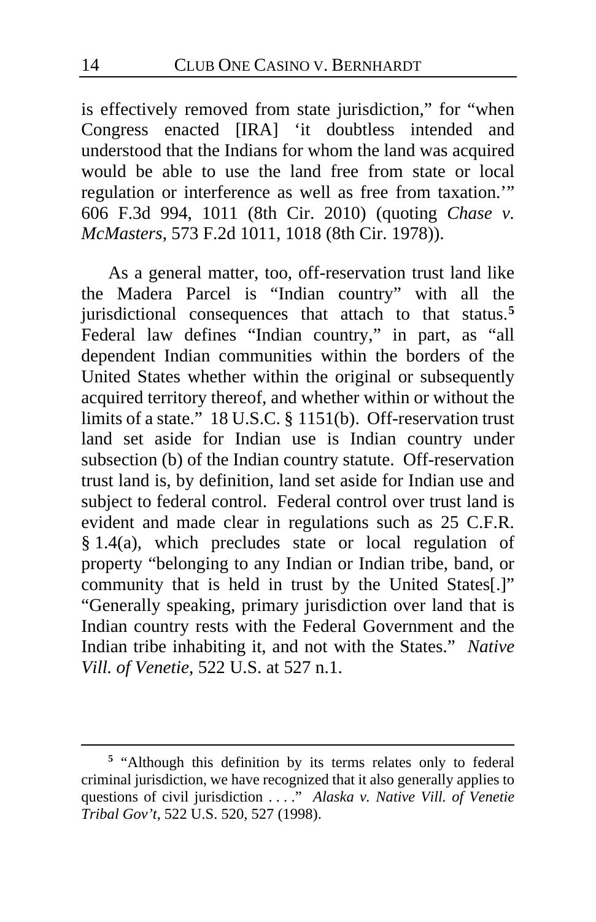is effectively removed from state jurisdiction," for "when Congress enacted [IRA] 'it doubtless intended and understood that the Indians for whom the land was acquired would be able to use the land free from state or local regulation or interference as well as free from taxation.'" 606 F.3d 994, 1011 (8th Cir. 2010) (quoting *Chase v. McMasters*, 573 F.2d 1011, 1018 (8th Cir. 1978)).

As a general matter, too, off-reservation trust land like the Madera Parcel is "Indian country" with all the jurisdictional consequences that attach to that status.[5] Federal law defines "Indian country," in part, as "all dependent Indian communities within the borders of the United States whether within the original or subsequently acquired territory thereof, and whether within or without the limits of a state." 18 U.S.C. § 1151(b). Off-reservation trust land set aside for Indian use is Indian country under subsection (b) of the Indian country statute. Off-reservation trust land is, by definition, land set aside for Indian use and subject to federal control. Federal control over trust land is evident and made clear in regulations such as 25 C.F.R. § 1.4(a), which precludes state or local regulation of property "belonging to any Indian or Indian tribe, band, or community that is held in trust by the United States[.]" "Generally speaking, primary jurisdiction over land that is Indian country rests with the Federal Government and the Indian tribe inhabiting it, and not with the States." *Native Vill. of Venetie*, 522 U.S. at 527 n.1.

---

[5] "Although this definition by its terms relates only to federal criminal jurisdiction, we have recognized that it also generally applies to questions of civil jurisdiction . . . ." *Alaska v. Native Vill. of Venetie Tribal Gov't*, 522 U.S. 520, 527 (1998).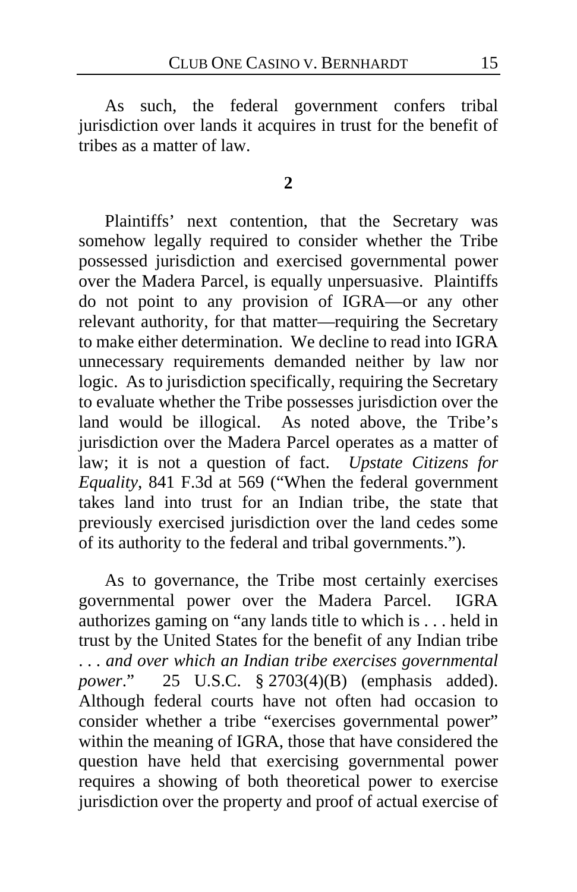As such, the federal government confers tribal jurisdiction over lands it acquires in trust for the benefit of tribes as a matter of law.

**2**

Plaintiffs' next contention, that the Secretary was somehow legally required to consider whether the Tribe possessed jurisdiction and exercised governmental power over the Madera Parcel, is equally unpersuasive. Plaintiffs do not point to any provision of IGRA—or any other relevant authority, for that matter—requiring the Secretary to make either determination. We decline to read into IGRA unnecessary requirements demanded neither by law nor logic. As to jurisdiction specifically, requiring the Secretary to evaluate whether the Tribe possesses jurisdiction over the land would be illogical. As noted above, the Tribe's jurisdiction over the Madera Parcel operates as a matter of law; it is not a question of fact. *Upstate Citizens for Equality*, 841 F.3d at 569 ("When the federal government takes land into trust for an Indian tribe, the state that previously exercised jurisdiction over the land cedes some of its authority to the federal and tribal governments.").

As to governance, the Tribe most certainly exercises governmental power over the Madera Parcel. IGRA authorizes gaming on "any lands title to which is . . . held in trust by the United States for the benefit of any Indian tribe . . . *and over which an Indian tribe exercises governmental power*." 25 U.S.C. § 2703(4)(B) (emphasis added). Although federal courts have not often had occasion to consider whether a tribe "exercises governmental power" within the meaning of IGRA, those that have considered the question have held that exercising governmental power requires a showing of both theoretical power to exercise jurisdiction over the property and proof of actual exercise of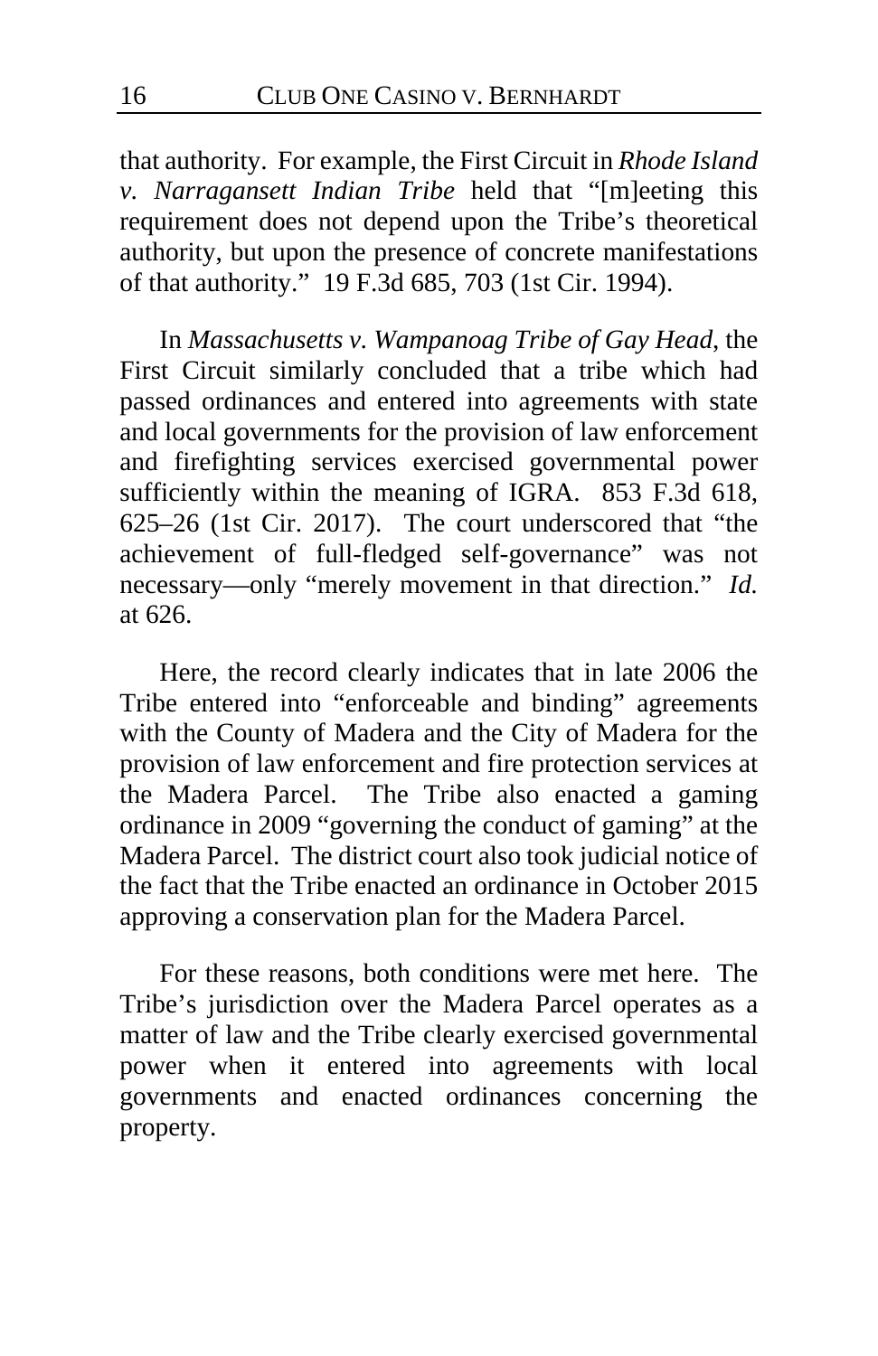that authority. For example, the First Circuit in *Rhode Island v. Narragansett Indian Tribe* held that "[m]eeting this requirement does not depend upon the Tribe's theoretical authority, but upon the presence of concrete manifestations of that authority." 19 F.3d 685, 703 (1st Cir. 1994).

In *Massachusetts v. Wampanoag Tribe of Gay Head*, the First Circuit similarly concluded that a tribe which had passed ordinances and entered into agreements with state and local governments for the provision of law enforcement and firefighting services exercised governmental power sufficiently within the meaning of IGRA. 853 F.3d 618, 625–26 (1st Cir. 2017). The court underscored that "the achievement of full-fledged self-governance" was not necessary—only "merely movement in that direction." *Id.* at 626.

Here, the record clearly indicates that in late 2006 the Tribe entered into "enforceable and binding" agreements with the County of Madera and the City of Madera for the provision of law enforcement and fire protection services at the Madera Parcel. The Tribe also enacted a gaming ordinance in 2009 "governing the conduct of gaming" at the Madera Parcel. The district court also took judicial notice of the fact that the Tribe enacted an ordinance in October 2015 approving a conservation plan for the Madera Parcel.

For these reasons, both conditions were met here. The Tribe's jurisdiction over the Madera Parcel operates as a matter of law and the Tribe clearly exercised governmental power when it entered into agreements with local governments and enacted ordinances concerning the property.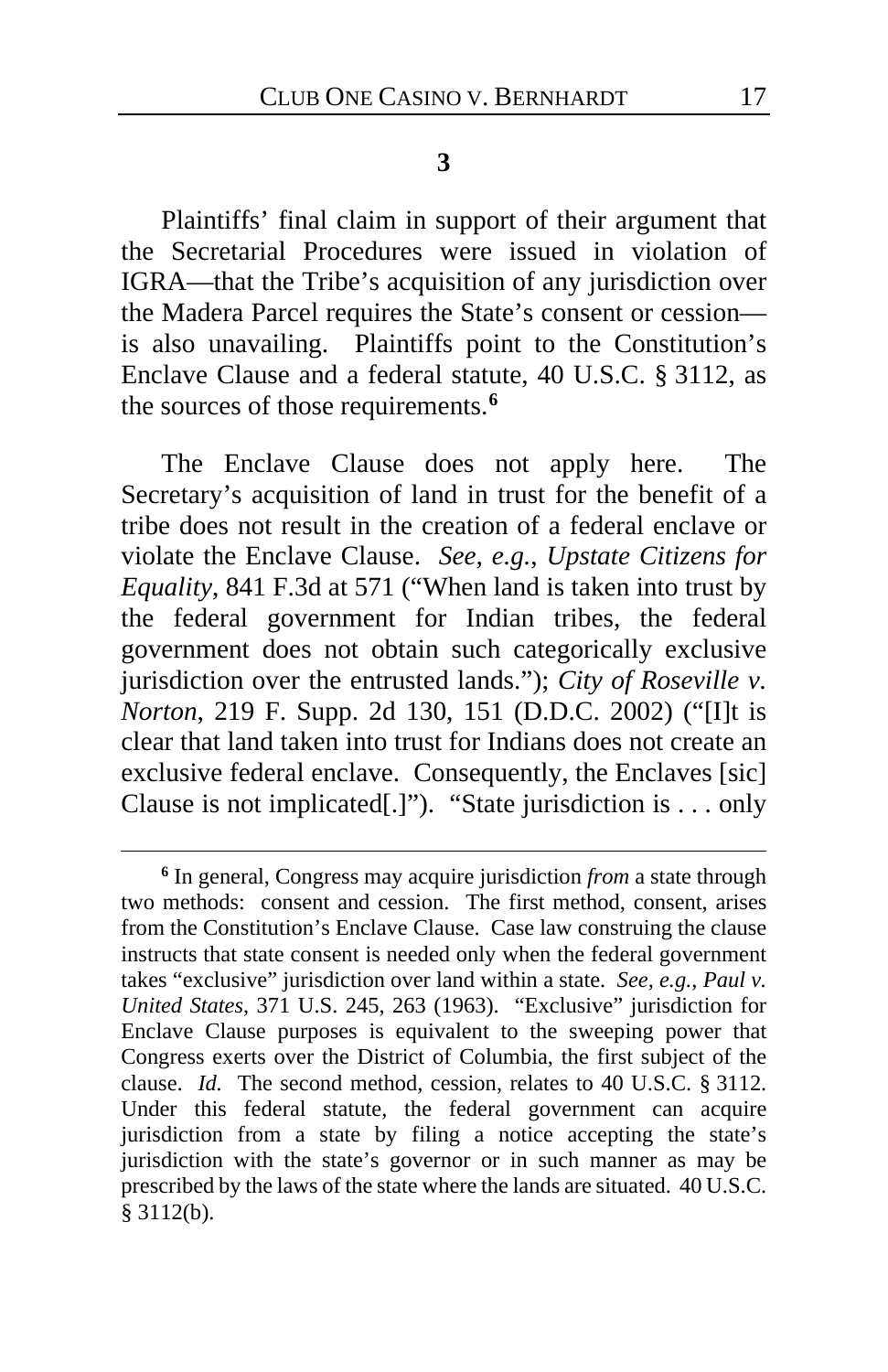**3**

Plaintiffs' final claim in support of their argument that the Secretarial Procedures were issued in violation of IGRA—that the Tribe's acquisition of any jurisdiction over the Madera Parcel requires the State's consent or cession—is also unavailing. Plaintiffs point to the Constitution's Enclave Clause and a federal statute, 40 U.S.C. § 3112, as the sources of those requirements.[6]

The Enclave Clause does not apply here. The Secretary's acquisition of land in trust for the benefit of a tribe does not result in the creation of a federal enclave or violate the Enclave Clause. *See, e.g.*, *Upstate Citizens for Equality*, 841 F.3d at 571 ("When land is taken into trust by the federal government for Indian tribes, the federal government does not obtain such categorically exclusive jurisdiction over the entrusted lands."); *City of Roseville v. Norton*, 219 F. Supp. 2d 130, 151 (D.D.C. 2002) ("[I]t is clear that land taken into trust for Indians does not create an exclusive federal enclave. Consequently, the Enclaves [sic] Clause is not implicated[.]"). "State jurisdiction is . . . only

---

[6] In general, Congress may acquire jurisdiction *from* a state through two methods: consent and cession. The first method, consent, arises from the Constitution's Enclave Clause. Case law construing the clause instructs that state consent is needed only when the federal government takes "exclusive" jurisdiction over land within a state. *See, e.g.*, *Paul v. United States*, 371 U.S. 245, 263 (1963). "Exclusive" jurisdiction for Enclave Clause purposes is equivalent to the sweeping power that Congress exerts over the District of Columbia, the first subject of the clause. *Id.* The second method, cession, relates to 40 U.S.C. § 3112. Under this federal statute, the federal government can acquire jurisdiction from a state by filing a notice accepting the state's jurisdiction with the state's governor or in such manner as may be prescribed by the laws of the state where the lands are situated. 40 U.S.C. § 3112(b).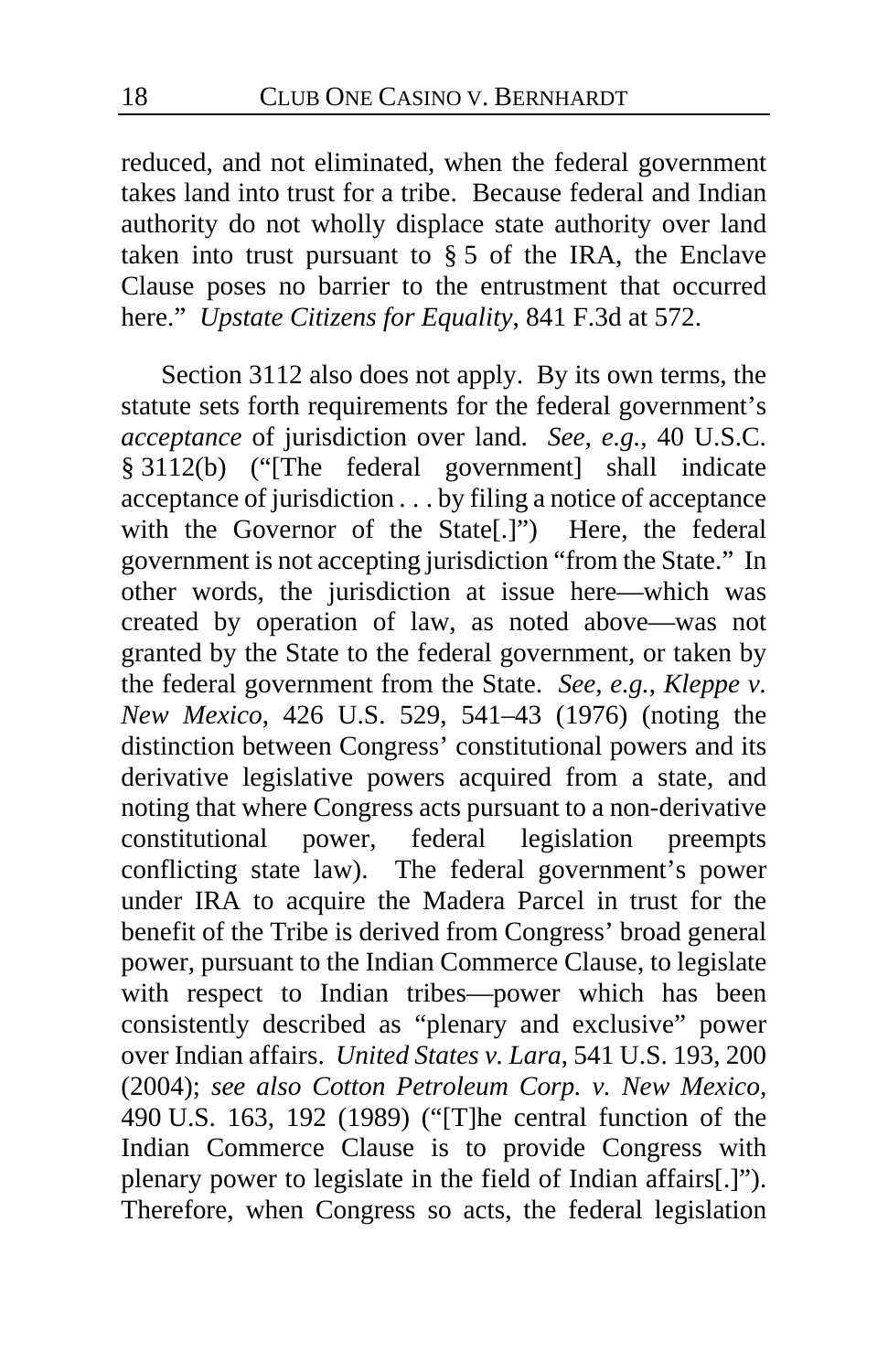reduced, and not eliminated, when the federal government takes land into trust for a tribe. Because federal and Indian authority do not wholly displace state authority over land taken into trust pursuant to § 5 of the IRA, the Enclave Clause poses no barrier to the entrustment that occurred here." *Upstate Citizens for Equality*, 841 F.3d at 572.

Section 3112 also does not apply. By its own terms, the statute sets forth requirements for the federal government's *acceptance* of jurisdiction over land. *See, e.g.*, 40 U.S.C. § 3112(b) ("[The federal government] shall indicate acceptance of jurisdiction . . . by filing a notice of acceptance with the Governor of the State[.]") Here, the federal government is not accepting jurisdiction "from the State." In other words, the jurisdiction at issue here—which was created by operation of law, as noted above—was not granted by the State to the federal government, or taken by the federal government from the State. *See, e.g.*, *Kleppe v. New Mexico*, 426 U.S. 529, 541–43 (1976) (noting the distinction between Congress' constitutional powers and its derivative legislative powers acquired from a state, and noting that where Congress acts pursuant to a non-derivative constitutional power, federal legislation preempts conflicting state law). The federal government's power under IRA to acquire the Madera Parcel in trust for the benefit of the Tribe is derived from Congress' broad general power, pursuant to the Indian Commerce Clause, to legislate with respect to Indian tribes—power which has been consistently described as "plenary and exclusive" power over Indian affairs. *United States v. Lara*, 541 U.S. 193, 200 (2004); *see also Cotton Petroleum Corp. v. New Mexico*, 490 U.S. 163, 192 (1989) ("[T]he central function of the Indian Commerce Clause is to provide Congress with plenary power to legislate in the field of Indian affairs[.]"). Therefore, when Congress so acts, the federal legislation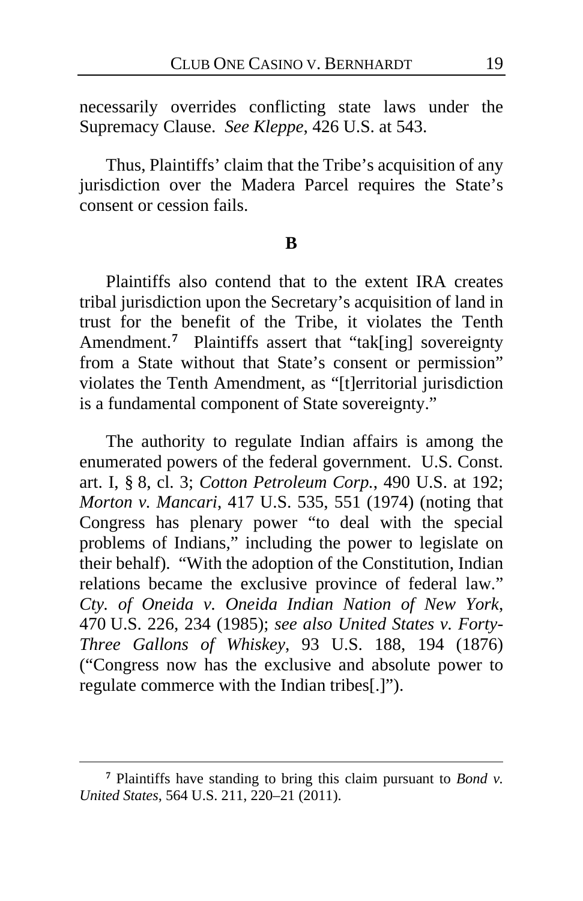necessarily overrides conflicting state laws under the Supremacy Clause. *See Kleppe*, 426 U.S. at 543.

Thus, Plaintiffs' claim that the Tribe's acquisition of any jurisdiction over the Madera Parcel requires the State's consent or cession fails.

### B

Plaintiffs also contend that to the extent IRA creates tribal jurisdiction upon the Secretary's acquisition of land in trust for the benefit of the Tribe, it violates the Tenth Amendment.[7] Plaintiffs assert that "tak[ing] sovereignty from a State without that State's consent or permission" violates the Tenth Amendment, as "[t]erritorial jurisdiction is a fundamental component of State sovereignty."

The authority to regulate Indian affairs is among the enumerated powers of the federal government. U.S. Const. art. I, § 8, cl. 3; *Cotton Petroleum Corp.*, 490 U.S. at 192; *Morton v. Mancari*, 417 U.S. 535, 551 (1974) (noting that Congress has plenary power "to deal with the special problems of Indians," including the power to legislate on their behalf). "With the adoption of the Constitution, Indian relations became the exclusive province of federal law." *Cty. of Oneida v. Oneida Indian Nation of New York*, 470 U.S. 226, 234 (1985); *see also United States v. Forty-Three Gallons of Whiskey*, 93 U.S. 188, 194 (1876) ("Congress now has the exclusive and absolute power to regulate commerce with the Indian tribes[.]").

---

[7] Plaintiffs have standing to bring this claim pursuant to *Bond v. United States*, 564 U.S. 211, 220–21 (2011).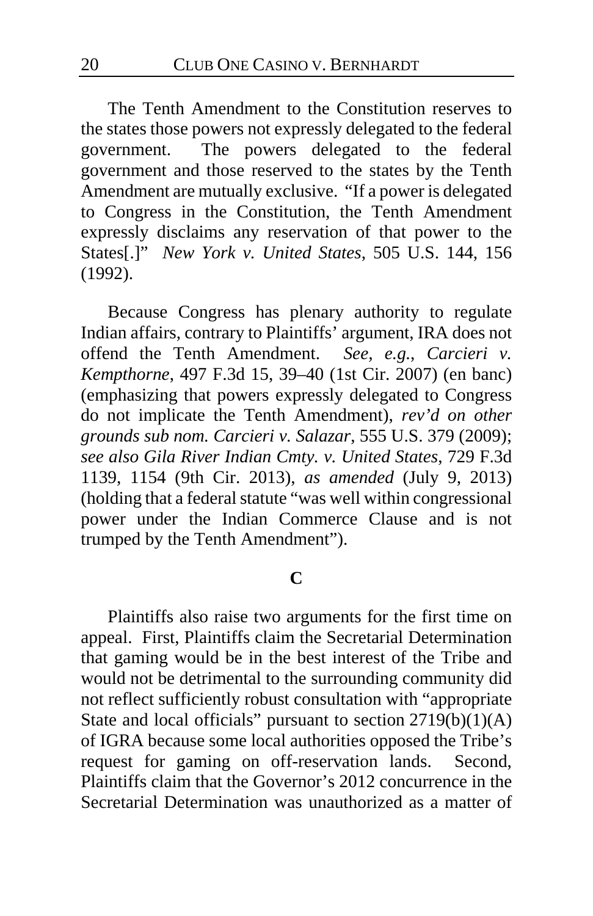The Tenth Amendment to the Constitution reserves to the states those powers not expressly delegated to the federal government. The powers delegated to the federal government and those reserved to the states by the Tenth Amendment are mutually exclusive. "If a power is delegated to Congress in the Constitution, the Tenth Amendment expressly disclaims any reservation of that power to the States[.]" *New York v. United States*, 505 U.S. 144, 156 (1992).

Because Congress has plenary authority to regulate Indian affairs, contrary to Plaintiffs' argument, IRA does not offend the Tenth Amendment. *See, e.g.*, *Carcieri v. Kempthorne*, 497 F.3d 15, 39–40 (1st Cir. 2007) (en banc) (emphasizing that powers expressly delegated to Congress do not implicate the Tenth Amendment), *rev'd on other grounds sub nom. Carcieri v. Salazar*, 555 U.S. 379 (2009); *see also Gila River Indian Cmty. v. United States*, 729 F.3d 1139, 1154 (9th Cir. 2013), *as amended* (July 9, 2013) (holding that a federal statute "was well within congressional power under the Indian Commerce Clause and is not trumped by the Tenth Amendment").

## C

Plaintiffs also raise two arguments for the first time on appeal. First, Plaintiffs claim the Secretarial Determination that gaming would be in the best interest of the Tribe and would not be detrimental to the surrounding community did not reflect sufficiently robust consultation with "appropriate State and local officials" pursuant to section 2719(b)(1)(A) of IGRA because some local authorities opposed the Tribe's request for gaming on off-reservation lands. Second, Plaintiffs claim that the Governor's 2012 concurrence in the Secretarial Determination was unauthorized as a matter of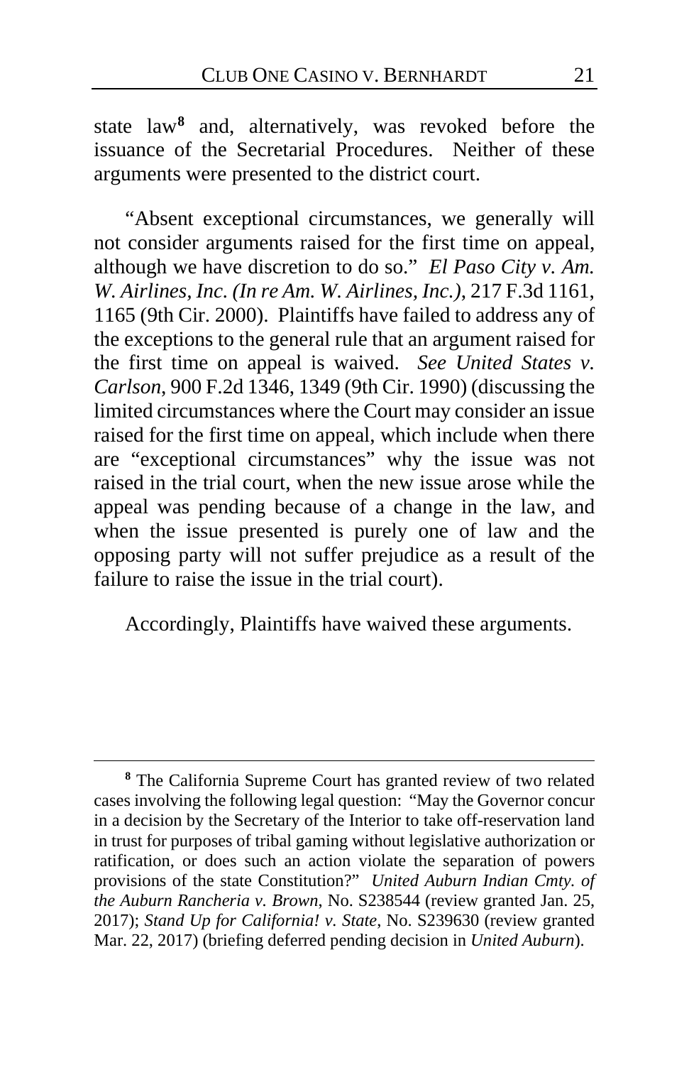state law[8] and, alternatively, was revoked before the issuance of the Secretarial Procedures. Neither of these arguments were presented to the district court.

"Absent exceptional circumstances, we generally will not consider arguments raised for the first time on appeal, although we have discretion to do so." *El Paso City v. Am. W. Airlines, Inc. (In re Am. W. Airlines, Inc.)*, 217 F.3d 1161, 1165 (9th Cir. 2000). Plaintiffs have failed to address any of the exceptions to the general rule that an argument raised for the first time on appeal is waived. *See United States v. Carlson*, 900 F.2d 1346, 1349 (9th Cir. 1990) (discussing the limited circumstances where the Court may consider an issue raised for the first time on appeal, which include when there are "exceptional circumstances" why the issue was not raised in the trial court, when the new issue arose while the appeal was pending because of a change in the law, and when the issue presented is purely one of law and the opposing party will not suffer prejudice as a result of the failure to raise the issue in the trial court).

Accordingly, Plaintiffs have waived these arguments.

---

[8] The California Supreme Court has granted review of two related cases involving the following legal question: "May the Governor concur in a decision by the Secretary of the Interior to take off-reservation land in trust for purposes of tribal gaming without legislative authorization or ratification, or does such an action violate the separation of powers provisions of the state Constitution?" *United Auburn Indian Cmty. of the Auburn Rancheria v. Brown*, No. S238544 (review granted Jan. 25, 2017); *Stand Up for California! v. State*, No. S239630 (review granted Mar. 22, 2017) (briefing deferred pending decision in *United Auburn*).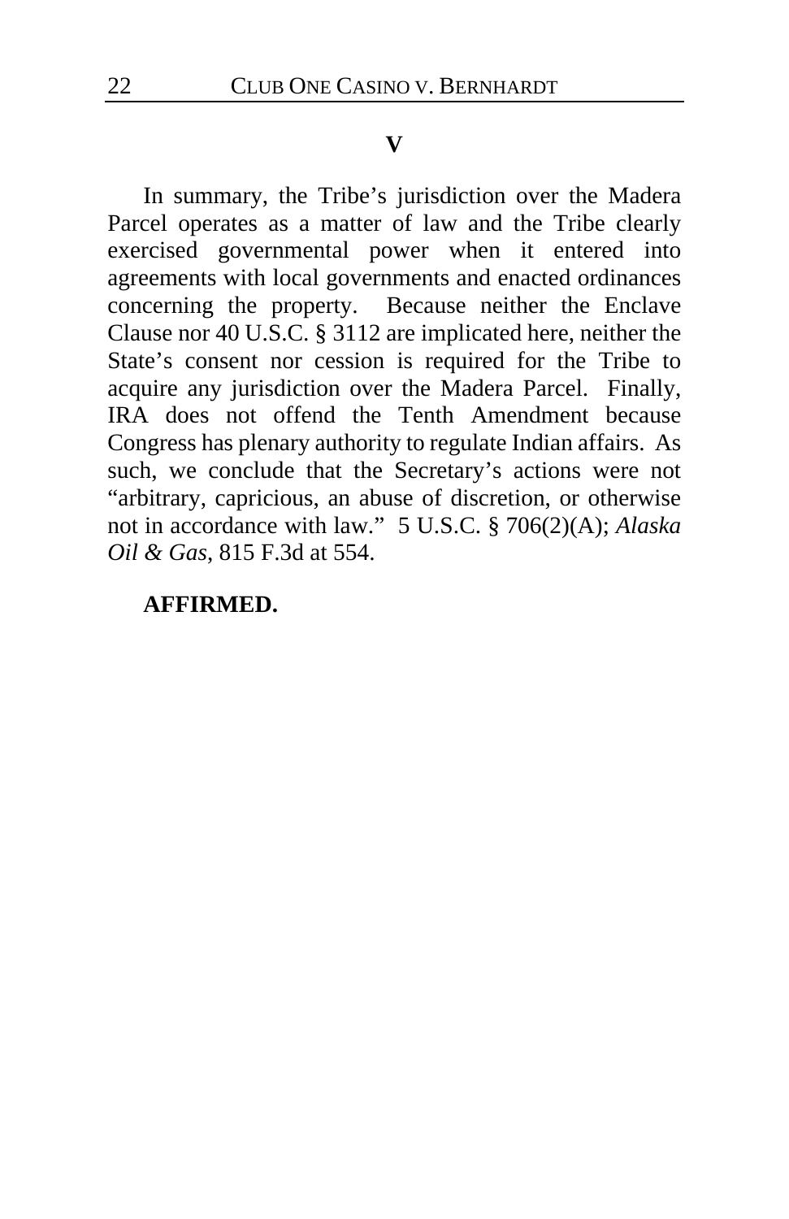## V

In summary, the Tribe's jurisdiction over the Madera Parcel operates as a matter of law and the Tribe clearly exercised governmental power when it entered into agreements with local governments and enacted ordinances concerning the property. Because neither the Enclave Clause nor 40 U.S.C. § 3112 are implicated here, neither the State's consent nor cession is required for the Tribe to acquire any jurisdiction over the Madera Parcel. Finally, IRA does not offend the Tenth Amendment because Congress has plenary authority to regulate Indian affairs. As such, we conclude that the Secretary's actions were not "arbitrary, capricious, an abuse of discretion, or otherwise not in accordance with law." 5 U.S.C. § 706(2)(A); *Alaska Oil & Gas*, 815 F.3d at 554.

**AFFIRMED.**